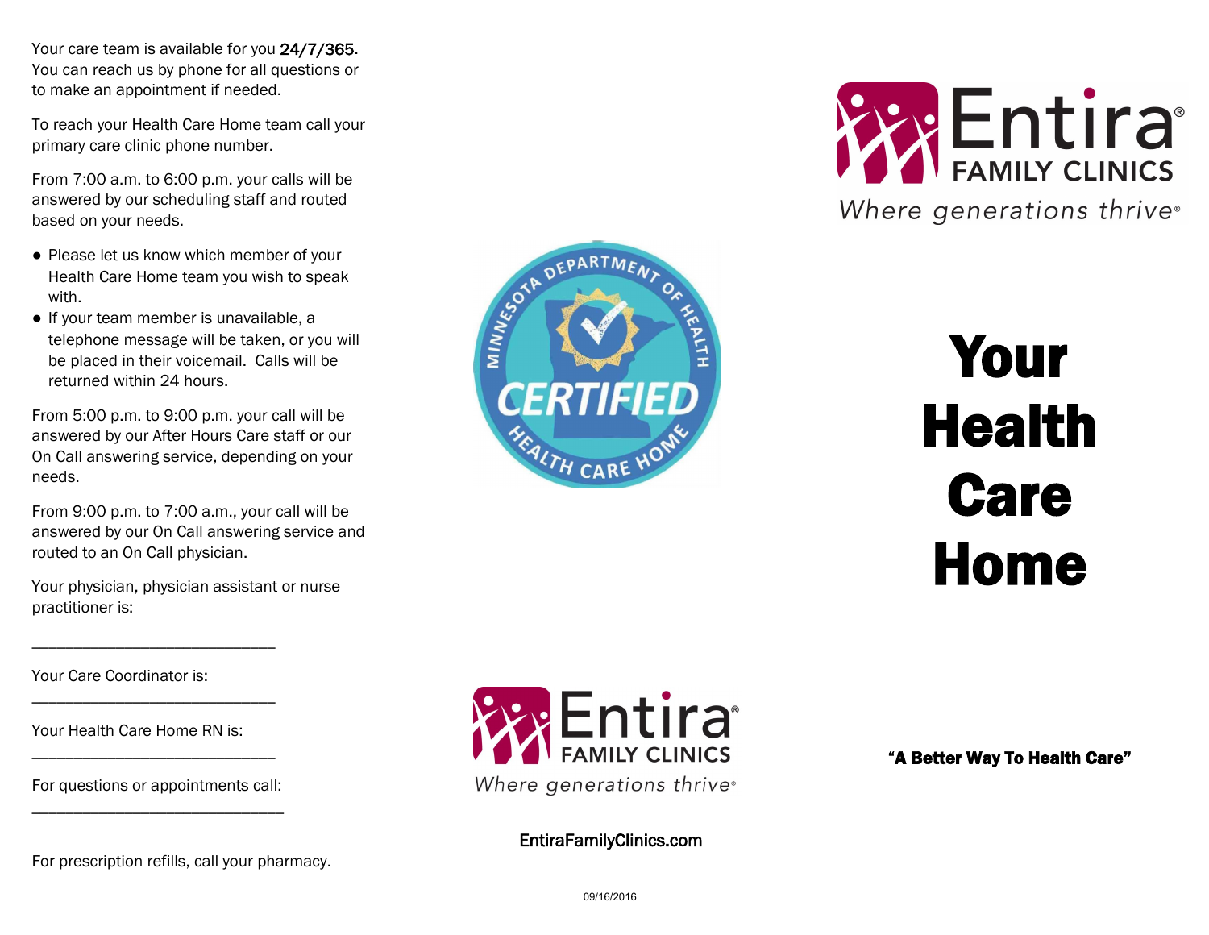Your care team is available for you **24/7/365**. You can reach us by phone for all questions or to make an appointment if needed.

To reach your Health Care Home team call your primary care clinic phone number.

From 7:00 a.m. to 6:00 p.m. your calls will be answered by our scheduling staff and routed based on your needs.

- Please let us know which member of your Health Care Home team you wish to speak with.
- If your team member is unavailable, a telephone message will be taken, or you will be placed in their voicemail. Calls will be returned within 24 hours.

From 5:00 p.m. to 9:00 p.m. your call will be answered by our After Hours Care staff or our On Call answering service, depending on your needs.

From 9:00 p.m. to 7:00 a.m., your call will be answered by our On Call answering service and routed to an On Call physician.

Your physician, physician assistant or nurse practitioner is:

\_\_\_\_\_\_\_\_\_\_\_\_\_\_\_\_\_\_\_\_\_\_\_\_\_\_\_\_

Your Care Coordinator is:

\_\_\_\_\_\_\_\_\_\_\_\_\_\_\_\_\_\_\_\_\_\_\_\_\_\_\_\_

Your Health Care Home RN is:

\_\_\_\_\_\_\_\_\_\_\_\_\_\_\_\_\_\_\_\_\_\_\_\_\_\_\_\_

For questions or appointments call:

\_\_\_\_\_\_\_\_\_\_\_\_\_\_\_\_\_\_\_\_\_\_\_\_\_\_\_\_

For prescription refills, call your pharmacy.

Minnesota Department of Health

CERTIFIED

Health Care Home

Entira® FAMILY CLINICS

*Where generations thrive®*

EntiraFamilyClinics.com

09/16/2016

Entira® FAMILY CLINICS

*Where generations thrive®*

# Your Health Care Home

**"A Better Way To Health Care"**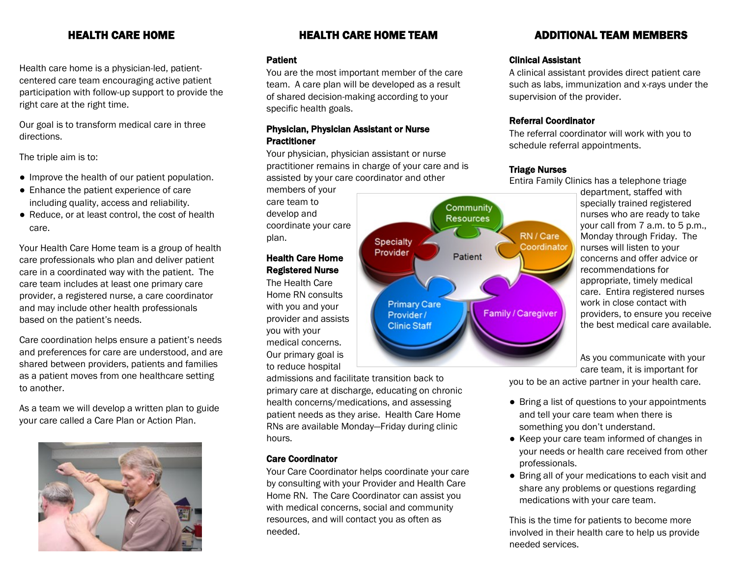## HEALTH CARE HOME

Health care home is a physician-led, patient-centered care team encouraging active patient participation with follow-up support to provide the right care at the right time.

Our goal is to transform medical care in three directions.

The triple aim is to:

- Improve the health of our patient population.
- Enhance the patient experience of care including quality, access and reliability.
- Reduce, or at least control, the cost of health care.

Your Health Care Home team is a group of health care professionals who plan and deliver patient care in a coordinated way with the patient. The care team includes at least one primary care provider, a registered nurse, a care coordinator and may include other health professionals based on the patient's needs.

Care coordination helps ensure a patient's needs and preferences for care are understood, and are shared between providers, patients and families as a patient moves from one healthcare setting to another.

As a team we will develop a written plan to guide your care called a Care Plan or Action Plan.

## HEALTH CARE HOME TEAM

**Patient**
You are the most important member of the care team. A care plan will be developed as a result of shared decision-making according to your specific health goals.

**Physician, Physician Assistant or Nurse Practitioner**
Your physician, physician assistant or nurse practitioner remains in charge of your care and is assisted by your care coordinator and other members of your care team to develop and coordinate your care plan.

**Health Care Home Registered Nurse**
The Health Care Home RN consults with you and your provider and assists you with your medical concerns. Our primary goal is to reduce hospital admissions and facilitate transition back to primary care at discharge, educating on chronic health concerns/medications, and assessing patient needs as they arise. Health Care Home RNs are available Monday—Friday during clinic hours.

**Care Coordinator**
Your Care Coordinator helps coordinate your care by consulting with your Provider and Health Care Home RN. The Care Coordinator can assist you with medical concerns, social and community resources, and will contact you as often as needed.

Community Resources
RN / Care Coordinator
Family / Caregiver
Primary Care Provider / Clinic Staff
Specialty Provider
Patient

## ADDITIONAL TEAM MEMBERS

**Clinical Assistant**
A clinical assistant provides direct patient care such as labs, immunization and x-rays under the supervision of the provider.

**Referral Coordinator**
The referral coordinator will work with you to schedule referral appointments.

**Triage Nurses**
Entira Family Clinics has a telephone triage department, staffed with specially trained registered nurses who are ready to take your call from 7 a.m. to 5 p.m., Monday through Friday. The nurses will listen to your concerns and offer advice or recommendations for appropriate, timely medical care. Entira registered nurses work in close contact with providers, to ensure you receive the best medical care available.

As you communicate with your care team, it is important for you to be an active partner in your health care.

- Bring a list of questions to your appointments and tell your care team when there is something you don't understand.
- Keep your care team informed of changes in your needs or health care received from other professionals.
- Bring all of your medications to each visit and share any problems or questions regarding medications with your care team.

This is the time for patients to become more involved in their health care to help us provide needed services.